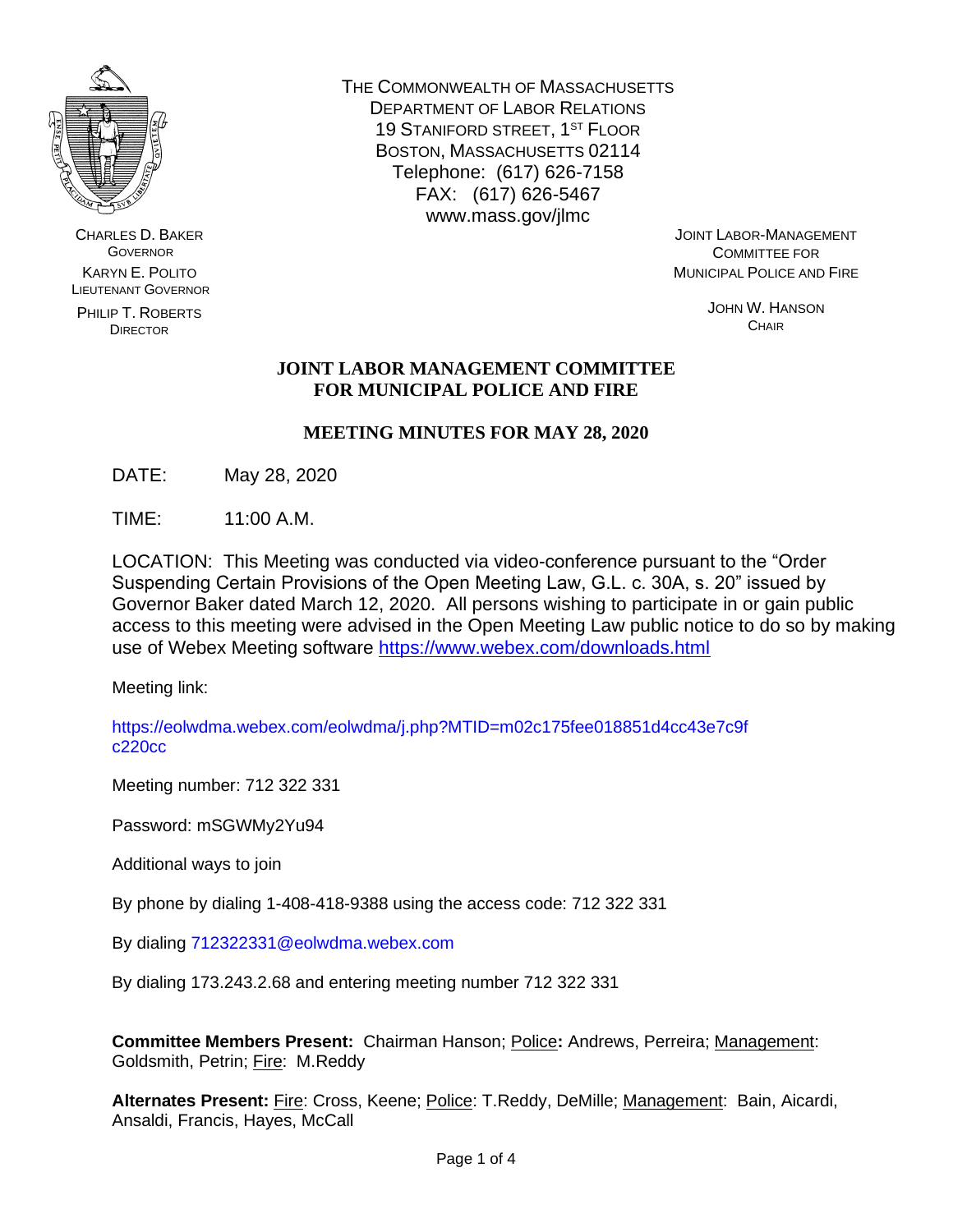THE COMMONWEALTH OF MASSACHUSETTS
DEPARTMENT OF LABOR RELATIONS
19 STANIFORD STREET, 1ST FLOOR
BOSTON, MASSACHUSETTS 02114
Telephone: (617) 626-7158
FAX: (617) 626-5467
www.mass.gov/jlmc

CHARLES D. BAKER
GOVERNOR

KARYN E. POLITO
LIEUTENANT GOVERNOR

PHILIP T. ROBERTS
DIRECTOR

JOINT LABOR-MANAGEMENT
COMMITTEE FOR
MUNICIPAL POLICE AND FIRE

JOHN W. HANSON
CHAIR

# JOINT LABOR MANAGEMENT COMMITTEE FOR MUNICIPAL POLICE AND FIRE

## MEETING MINUTES FOR MAY 28, 2020

DATE: May 28, 2020

TIME: 11:00 A.M.

LOCATION: This Meeting was conducted via video-conference pursuant to the "Order Suspending Certain Provisions of the Open Meeting Law, G.L. c. 30A, s. 20" issued by Governor Baker dated March 12, 2020. All persons wishing to participate in or gain public access to this meeting were advised in the Open Meeting Law public notice to do so by making use of Webex Meeting software https://www.webex.com/downloads.html

Meeting link:

https://eolwdma.webex.com/eolwdma/j.php?MTID=m02c175fee018851d4cc43e7c9fc220cc

Meeting number: 712 322 331

Password: mSGWMy2Yu94

Additional ways to join

By phone by dialing 1-408-418-9388 using the access code: 712 322 331

By dialing 712322331@eolwdma.webex.com

By dialing 173.243.2.68 and entering meeting number 712 322 331

**Committee Members Present:** Chairman Hanson; Police**:** Andrews, Perreira; Management: Goldsmith, Petrin; Fire: M.Reddy

**Alternates Present:** Fire: Cross, Keene; Police: T.Reddy, DeMille; Management: Bain, Aicardi, Ansaldi, Francis, Hayes, McCall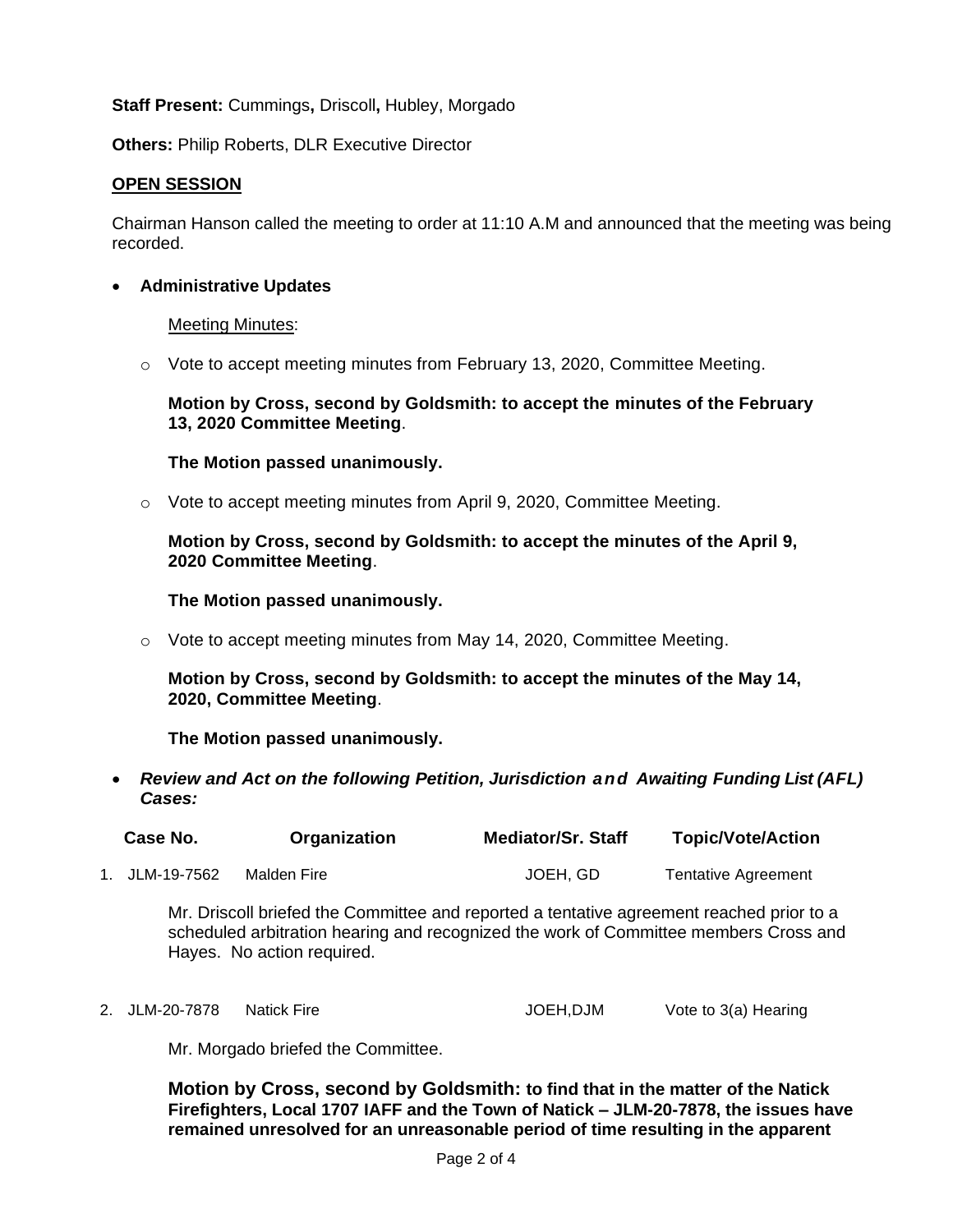**Staff Present:** Cummings**,** Driscoll**,** Hubley, Morgado

**Others:** Philip Roberts, DLR Executive Director

## OPEN SESSION

Chairman Hanson called the meeting to order at 11:10 A.M and announced that the meeting was being recorded.

- **Administrative Updates**

  Meeting Minutes:

  - Vote to accept meeting minutes from February 13, 2020, Committee Meeting.

    **Motion by Cross, second by Goldsmith: to accept the minutes of the February 13, 2020 Committee Meeting**.

    **The Motion passed unanimously.**

  - Vote to accept meeting minutes from April 9, 2020, Committee Meeting.

    **Motion by Cross, second by Goldsmith: to accept the minutes of the April 9, 2020 Committee Meeting**.

    **The Motion passed unanimously.**

  - Vote to accept meeting minutes from May 14, 2020, Committee Meeting.

    **Motion by Cross, second by Goldsmith: to accept the minutes of the May 14, 2020, Committee Meeting**.

    **The Motion passed unanimously.**

- ***Review and Act on the following Petition, Jurisdiction and Awaiting Funding List (AFL) Cases:***

| | Case No. | Organization | Mediator/Sr. Staff | Topic/Vote/Action |
|---|---|---|---|---|
| 1. | JLM-19-7562 | Malden Fire | JOEH, GD | Tentative Agreement |

Mr. Driscoll briefed the Committee and reported a tentative agreement reached prior to a scheduled arbitration hearing and recognized the work of Committee members Cross and Hayes. No action required.

| | Case No. | Organization | Mediator/Sr. Staff | Topic/Vote/Action |
|---|---|---|---|---|
| 2. | JLM-20-7878 | Natick Fire | JOEH,DJM | Vote to 3(a) Hearing |

Mr. Morgado briefed the Committee.

**Motion by Cross, second by Goldsmith: to find that in the matter of the Natick Firefighters, Local 1707 IAFF and the Town of Natick – JLM-20-7878, the issues have remained unresolved for an unreasonable period of time resulting in the apparent**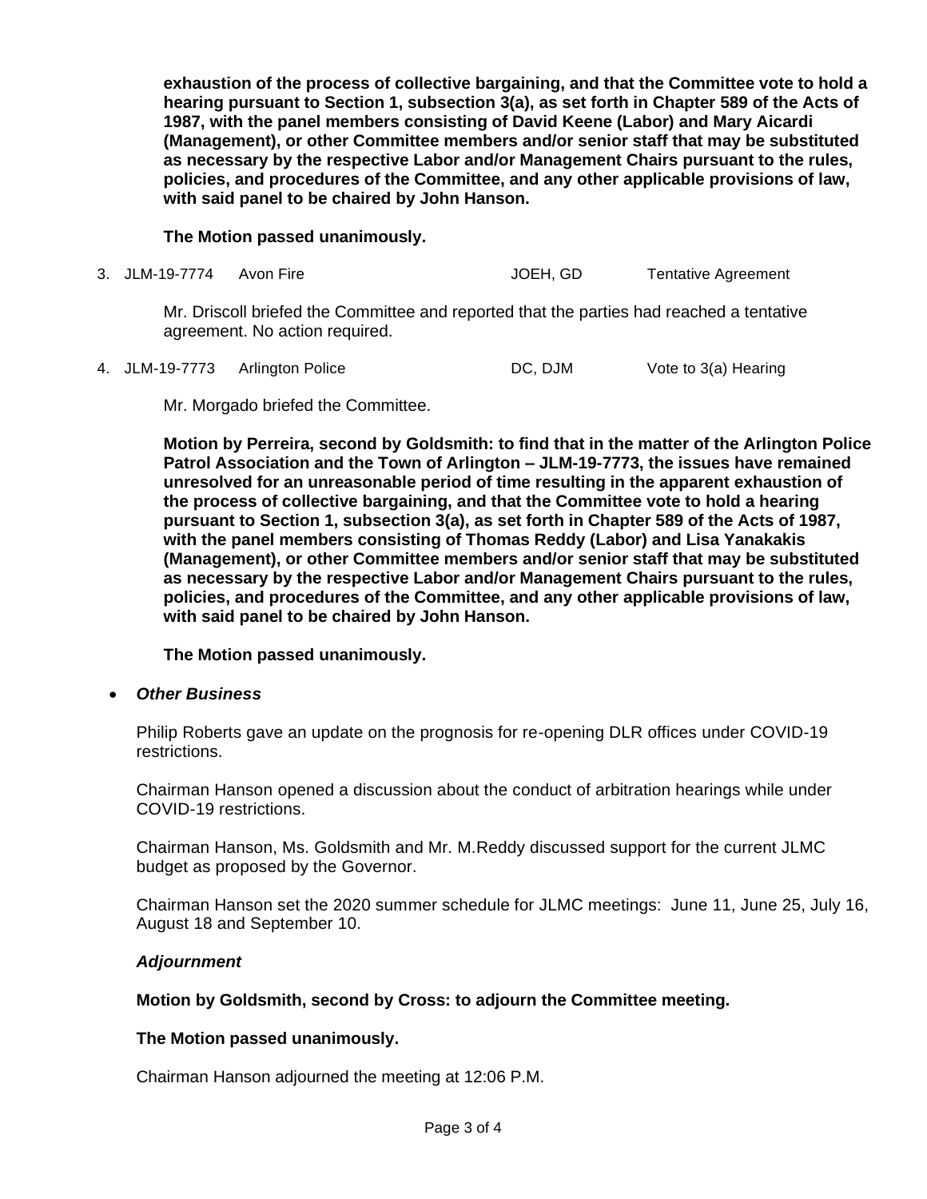**exhaustion of the process of collective bargaining, and that the Committee vote to hold a hearing pursuant to Section 1, subsection 3(a), as set forth in Chapter 589 of the Acts of 1987, with the panel members consisting of David Keene (Labor) and Mary Aicardi (Management), or other Committee members and/or senior staff that may be substituted as necessary by the respective Labor and/or Management Chairs pursuant to the rules, policies, and procedures of the Committee, and any other applicable provisions of law, with said panel to be chaired by John Hanson.**

**The Motion passed unanimously.**

3. JLM-19-7774 Avon Fire JOEH, GD Tentative Agreement

   Mr. Driscoll briefed the Committee and reported that the parties had reached a tentative agreement. No action required.

4. JLM-19-7773 Arlington Police DC, DJM Vote to 3(a) Hearing

   Mr. Morgado briefed the Committee.

   **Motion by Perreira, second by Goldsmith: to find that in the matter of the Arlington Police Patrol Association and the Town of Arlington – JLM-19-7773, the issues have remained unresolved for an unreasonable period of time resulting in the apparent exhaustion of the process of collective bargaining, and that the Committee vote to hold a hearing pursuant to Section 1, subsection 3(a), as set forth in Chapter 589 of the Acts of 1987, with the panel members consisting of Thomas Reddy (Labor) and Lisa Yanakakis (Management), or other Committee members and/or senior staff that may be substituted as necessary by the respective Labor and/or Management Chairs pursuant to the rules, policies, and procedures of the Committee, and any other applicable provisions of law, with said panel to be chaired by John Hanson.**

   **The Motion passed unanimously.**

- ***Other Business***

Philip Roberts gave an update on the prognosis for re-opening DLR offices under COVID-19 restrictions.

Chairman Hanson opened a discussion about the conduct of arbitration hearings while under COVID-19 restrictions.

Chairman Hanson, Ms. Goldsmith and Mr. M.Reddy discussed support for the current JLMC budget as proposed by the Governor.

Chairman Hanson set the 2020 summer schedule for JLMC meetings: June 11, June 25, July 16, August 18 and September 10.

***Adjournment***

**Motion by Goldsmith, second by Cross: to adjourn the Committee meeting.**

**The Motion passed unanimously.**

Chairman Hanson adjourned the meeting at 12:06 P.M.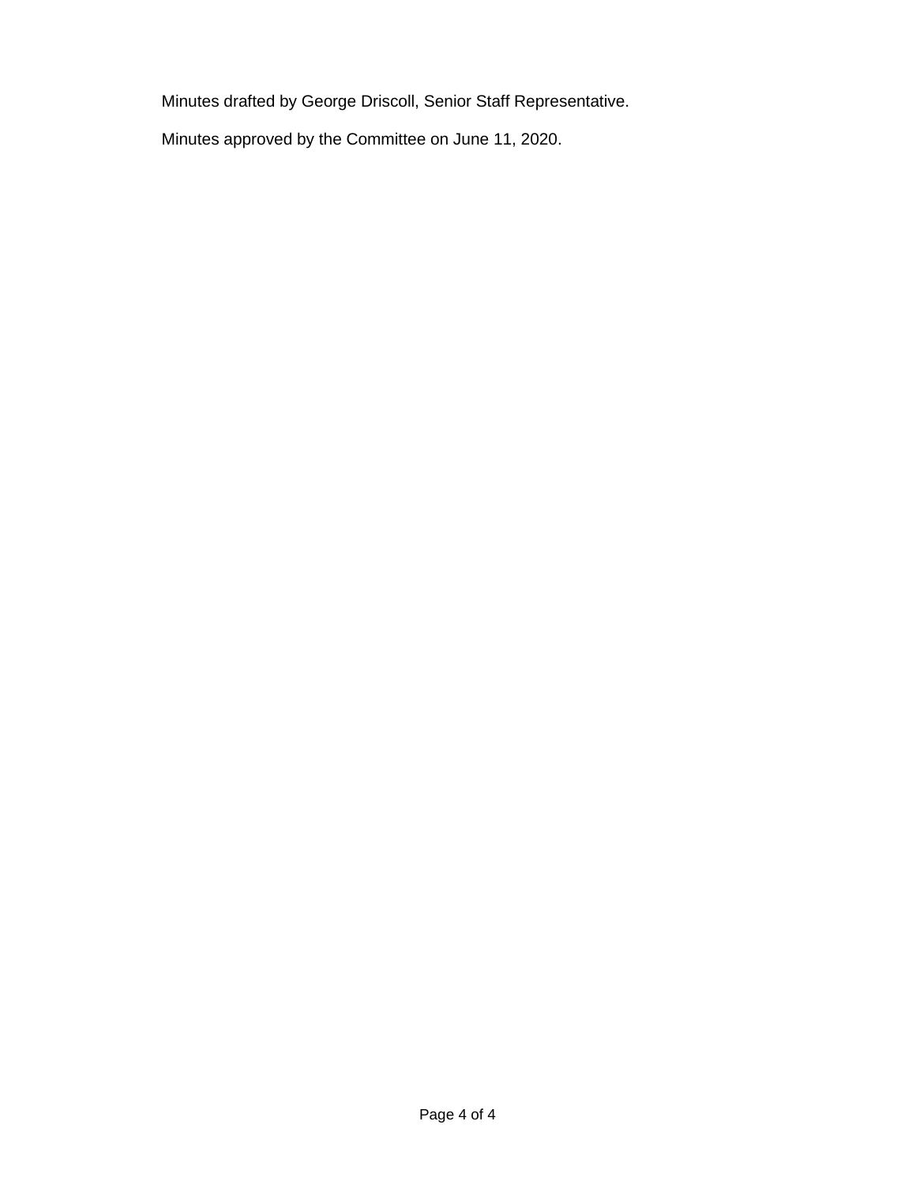Minutes drafted by George Driscoll, Senior Staff Representative.

Minutes approved by the Committee on June 11, 2020.